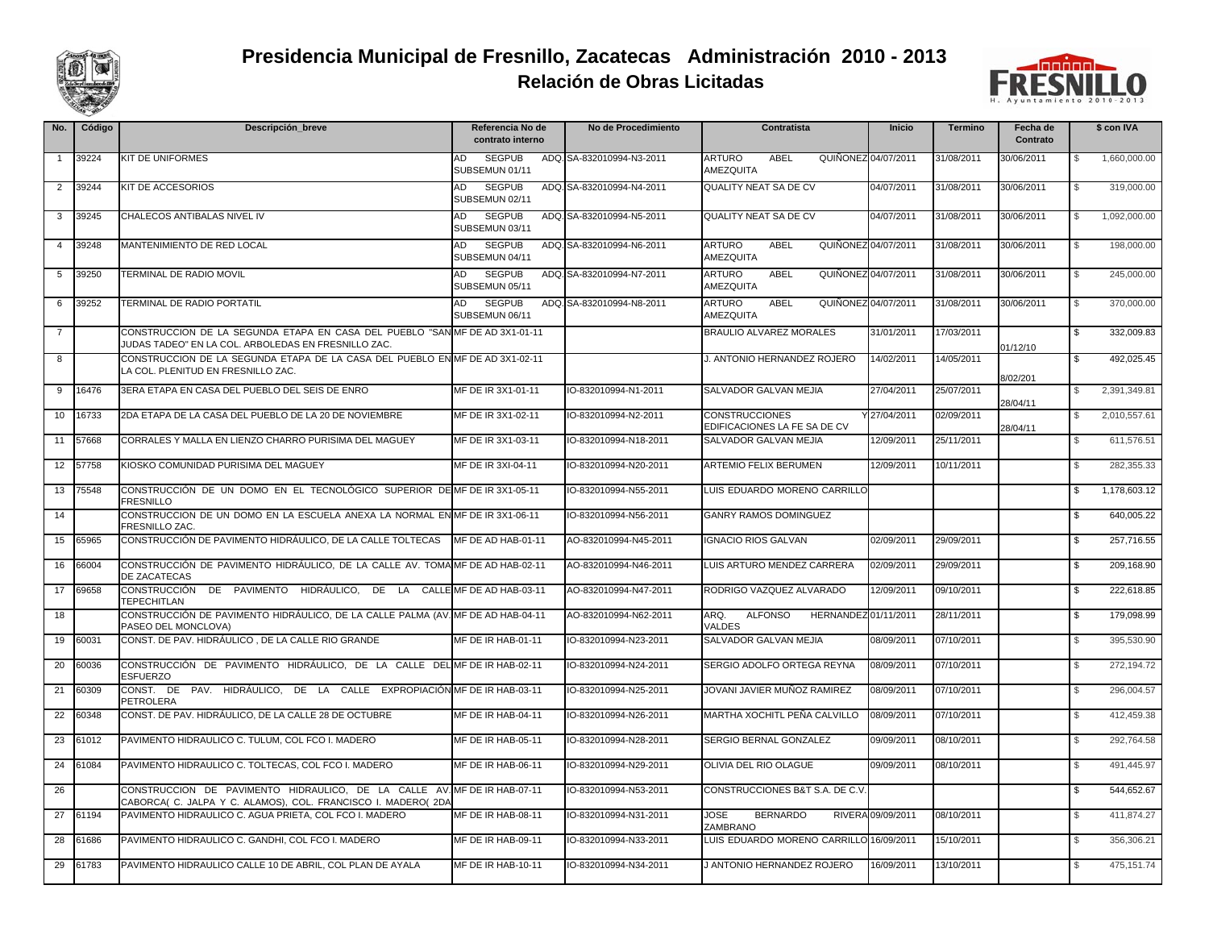# Presidencia Municipal de Fresnillo, Zacatecas Administración 2010 - 2013

## Relación de Obras Licitadas

| No. | Código | Descripción_breve | Referencia No de contrato interno | No de Procedimiento | Contratista | Inicio | Termino | Fecha de Contrato | $ con IVA |
|---|---|---|---|---|---|---|---|---|---|
| 1 | 39224 | KIT DE UNIFORMES | AD SEGPUB ADQ. SUBSEMUN 01/11 | SA-832010994-N3-2011 | ARTURO ABEL QUIÑONEZ AMEZQUITA | 04/07/2011 | 31/08/2011 | 30/06/2011 | $ 1,660,000.00 |
| 2 | 39244 | KIT DE ACCESORIOS | AD SEGPUB ADQ. SUBSEMUN 02/11 | SA-832010994-N4-2011 | QUALITY NEAT SA DE CV | 04/07/2011 | 31/08/2011 | 30/06/2011 | $ 319,000.00 |
| 3 | 39245 | CHALECOS ANTIBALAS NIVEL IV | AD SEGPUB ADQ. SUBSEMUN 03/11 | SA-832010994-N5-2011 | QUALITY NEAT SA DE CV | 04/07/2011 | 31/08/2011 | 30/06/2011 | $ 1,092,000.00 |
| 4 | 39248 | MANTENIMIENTO DE RED LOCAL | AD SEGPUB ADQ. SUBSEMUN 04/11 | SA-832010994-N6-2011 | ARTURO ABEL QUIÑONEZ AMEZQUITA | 04/07/2011 | 31/08/2011 | 30/06/2011 | $ 198,000.00 |
| 5 | 39250 | TERMINAL DE RADIO MOVIL | AD SEGPUB ADQ. SUBSEMUN 05/11 | SA-832010994-N7-2011 | ARTURO ABEL QUIÑONEZ AMEZQUITA | 04/07/2011 | 31/08/2011 | 30/06/2011 | $ 245,000.00 |
| 6 | 39252 | TERMINAL DE RADIO PORTATIL | AD SEGPUB ADQ. SUBSEMUN 06/11 | SA-832010994-N8-2011 | ARTURO ABEL QUIÑONEZ AMEZQUITA | 04/07/2011 | 31/08/2011 | 30/06/2011 | $ 370,000.00 |
| 7 | | CONSTRUCCION DE LA SEGUNDA ETAPA EN CASA DEL PUEBLO "SAN JUDAS TADEO" EN LA COL. ARBOLEDAS EN FRESNILLO ZAC. | MF DE AD 3X1-01-11 | | BRAULIO ALVAREZ MORALES | 31/01/2011 | 17/03/2011 | 01/12/10 | $ 332,009.83 |
| 8 | | CONSTRUCCION DE LA SEGUNDA ETAPA DE LA CASA DEL PUEBLO EN LA COL. PLENITUD EN FRESNILLO ZAC. | MF DE AD 3X1-02-11 | | J. ANTONIO HERNANDEZ ROJERO | 14/02/2011 | 14/05/2011 | 8/02/201 | $ 492,025.45 |
| 9 | 16476 | 3ERA ETAPA EN CASA DEL PUEBLO DEL SEIS DE ENRO | MF DE IR 3X1-01-11 | IO-832010994-N1-2011 | SALVADOR GALVAN MEJIA | 27/04/2011 | 25/07/2011 | 28/04/11 | $ 2,391,349.81 |
| 10 | 16733 | 2DA ETAPA DE LA CASA DEL PUEBLO DE LA 20 DE NOVIEMBRE | MF DE IR 3X1-02-11 | IO-832010994-N2-2011 | CONSTRUCCIONES Y EDIFICACIONES LA FE SA DE CV | 27/04/2011 | 02/09/2011 | 28/04/11 | $ 2,010,557.61 |
| 11 | 57668 | CORRALES Y MALLA EN LIENZO CHARRO PURISIMA DEL MAGUEY | MF DE IR 3X1-03-11 | IO-832010994-N18-2011 | SALVADOR GALVAN MEJIA | 12/09/2011 | 25/11/2011 | | $ 611,576.51 |
| 12 | 57758 | KIOSKO COMUNIDAD PURISIMA DEL MAGUEY | MF DE IR 3XI-04-11 | IO-832010994-N20-2011 | ARTEMIO FELIX BERUMEN | 12/09/2011 | 10/11/2011 | | $ 282,355.33 |
| 13 | 75548 | CONSTRUCCIÓN DE UN DOMO EN EL TECNOLÓGICO SUPERIOR DE FRESNILLO | MF DE IR 3X1-05-11 | IO-832010994-N55-2011 | LUIS EDUARDO MORENO CARRILLO | | | | $ 1,178,603.12 |
| 14 | | CONSTRUCCION DE UN DOMO EN LA ESCUELA ANEXA LA NORMAL EN FRESNILLO ZAC. | MF DE IR 3X1-06-11 | IO-832010994-N56-2011 | GANRY RAMOS DOMINGUEZ | | | | $ 640,005.22 |
| 15 | 65965 | CONSTRUCCIÓN DE PAVIMENTO HIDRÁULICO, DE LA CALLE TOLTECAS | MF DE AD HAB-01-11 | AO-832010994-N45-2011 | IGNACIO RIOS GALVAN | 02/09/2011 | 29/09/2011 | | $ 257,716.55 |
| 16 | 66004 | CONSTRUCCIÓN DE PAVIMENTO HIDRÁULICO, DE LA CALLE AV. TOMA DE ZACATECAS | MF DE AD HAB-02-11 | AO-832010994-N46-2011 | LUIS ARTURO MENDEZ CARRERA | 02/09/2011 | 29/09/2011 | | $ 209,168.90 |
| 17 | 69658 | CONSTRUCCIÓN DE PAVIMENTO HIDRÁULICO, DE LA CALLE TEPECHITLAN | MF DE AD HAB-03-11 | AO-832010994-N47-2011 | RODRIGO VAZQUEZ ALVARADO | 12/09/2011 | 09/10/2011 | | $ 222,618.85 |
| 18 | | CONSTRUCCIÓN DE PAVIMENTO HIDRÁULICO, DE LA CALLE PALMA (AV. PASEO DEL MONCLOVA) | MF DE AD HAB-04-11 | AO-832010994-N62-2011 | ARQ. ALFONSO HERNANDEZ VALDES | 01/11/2011 | 28/11/2011 | | $ 179,098.99 |
| 19 | 60031 | CONST. DE PAV. HIDRÁULICO , DE LA CALLE RIO GRANDE | MF DE IR HAB-01-11 | IO-832010994-N23-2011 | SALVADOR GALVAN MEJIA | 08/09/2011 | 07/10/2011 | | $ 395,530.90 |
| 20 | 60036 | CONSTRUCCIÓN DE PAVIMENTO HIDRÁULICO, DE LA CALLE DEL ESFUERZO | MF DE IR HAB-02-11 | IO-832010994-N24-2011 | SERGIO ADOLFO ORTEGA REYNA | 08/09/2011 | 07/10/2011 | | $ 272,194.72 |
| 21 | 60309 | CONST. DE PAV. HIDRÁULICO, DE LA CALLE EXPROPIACIÓN PETROLERA | MF DE IR HAB-03-11 | IO-832010994-N25-2011 | JOVANI JAVIER MUÑOZ RAMIREZ | 08/09/2011 | 07/10/2011 | | $ 296,004.57 |
| 22 | 60348 | CONST. DE PAV. HIDRÁULICO, DE LA CALLE 28 DE OCTUBRE | MF DE IR HAB-04-11 | IO-832010994-N26-2011 | MARTHA XOCHITL PEÑA CALVILLO | 08/09/2011 | 07/10/2011 | | $ 412,459.38 |
| 23 | 61012 | PAVIMENTO HIDRAULICO C. TULUM, COL FCO I. MADERO | MF DE IR HAB-05-11 | IO-832010994-N28-2011 | SERGIO BERNAL GONZALEZ | 09/09/2011 | 08/10/2011 | | $ 292,764.58 |
| 24 | 61084 | PAVIMENTO HIDRAULICO C. TOLTECAS, COL FCO I. MADERO | MF DE IR HAB-06-11 | IO-832010994-N29-2011 | OLIVIA DEL RIO OLAGUE | 09/09/2011 | 08/10/2011 | | $ 491,445.97 |
| 26 | | CONSTRUCCION DE PAVIMENTO HIDRAULICO, DE LA CALLE AV. CABORCA( C. JALPA Y C. ALAMOS), COL. FRANCISCO I. MADERO( 2DA | MF DE IR HAB-07-11 | IO-832010994-N53-2011 | CONSTRUCCIONES B&T S.A. DE C.V. | | | | $ 544,652.67 |
| 27 | 61194 | PAVIMENTO HIDRAULICO C. AGUA PRIETA, COL FCO I. MADERO | MF DE IR HAB-08-11 | IO-832010994-N31-2011 | JOSE BERNARDO RIVERA ZAMBRANO | 09/09/2011 | 08/10/2011 | | $ 411,874.27 |
| 28 | 61686 | PAVIMENTO HIDRAULICO C. GANDHI, COL FCO I. MADERO | MF DE IR HAB-09-11 | IO-832010994-N33-2011 | LUIS EDUARDO MORENO CARRILLO | 16/09/2011 | 15/10/2011 | | $ 356,306.21 |
| 29 | 61783 | PAVIMENTO HIDRAULICO CALLE 10 DE ABRIL, COL PLAN DE AYALA | MF DE IR HAB-10-11 | IO-832010994-N34-2011 | J ANTONIO HERNANDEZ ROJERO | 16/09/2011 | 13/10/2011 | | $ 475,151.74 |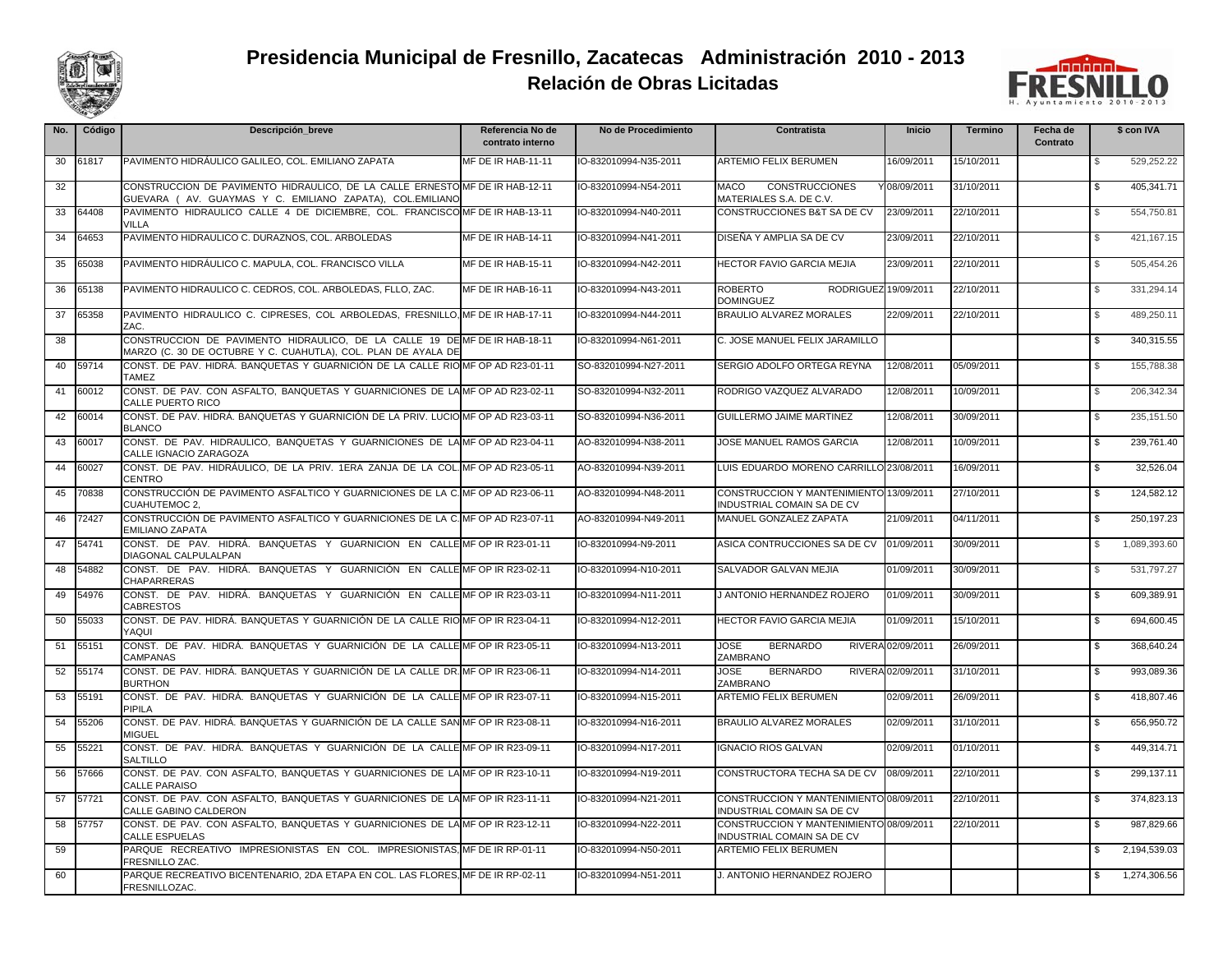# Presidencia Municipal de Fresnillo, Zacatecas Administración 2010 - 2013

## Relación de Obras Licitadas

| No. | Código | Descripción_breve | Referencia No de contrato interno | No de Procedimiento | Contratista | Inicio | Termino | Fecha de Contrato | $ con IVA |
|---|---|---|---|---|---|---|---|---|---|
| 30 | 61817 | PAVIMENTO HIDRÁULICO GALILEO, COL. EMILIANO ZAPATA | MF DE IR HAB-11-11 | IO-832010994-N35-2011 | ARTEMIO FELIX BERUMEN | 16/09/2011 | 15/10/2011 | | $ 529,252.22 |
| 32 | | CONSTRUCCION DE PAVIMENTO HIDRAULICO, DE LA CALLE ERNESTO GUEVARA ( AV. GUAYMAS Y C. EMILIANO ZAPATA), COL.EMILIANO | MF DE IR HAB-12-11 | IO-832010994-N54-2011 | MACO CONSTRUCCIONES Y MATERIALES S.A. DE C.V. | 08/09/2011 | 31/10/2011 | | $ 405,341.71 |
| 33 | 64408 | PAVIMENTO HIDRAULICO CALLE 4 DE DICIEMBRE, COL. FRANCISCO VILLA | MF DE IR HAB-13-11 | IO-832010994-N40-2011 | CONSTRUCCIONES B&T SA DE CV | 23/09/2011 | 22/10/2011 | | $ 554,750.81 |
| 34 | 64653 | PAVIMENTO HIDRAULICO C. DURAZNOS, COL. ARBOLEDAS | MF DE IR HAB-14-11 | IO-832010994-N41-2011 | DISEÑA Y AMPLIA SA DE CV | 23/09/2011 | 22/10/2011 | | $ 421,167.15 |
| 35 | 65038 | PAVIMENTO HIDRÁULICO C. MAPULA, COL. FRANCISCO VILLA | MF DE IR HAB-15-11 | IO-832010994-N42-2011 | HECTOR FAVIO GARCIA MEJIA | 23/09/2011 | 22/10/2011 | | $ 505,454.26 |
| 36 | 65138 | PAVIMENTO HIDRAULICO C. CEDROS, COL. ARBOLEDAS, FLLO, ZAC. | MF DE IR HAB-16-11 | IO-832010994-N43-2011 | ROBERTO RODRIGUEZ DOMINGUEZ | 19/09/2011 | 22/10/2011 | | $ 331,294.14 |
| 37 | 65358 | PAVIMENTO HIDRAULICO C. CIPRESES, COL ARBOLEDAS, FRESNILLO, ZAC. | MF DE IR HAB-17-11 | IO-832010994-N44-2011 | BRAULIO ALVAREZ MORALES | 22/09/2011 | 22/10/2011 | | $ 489,250.11 |
| 38 | | CONSTRUCCION DE PAVIMENTO HIDRAULICO, DE LA CALLE 19 DE MARZO (C. 30 DE OCTUBRE Y C. CUAHUTLA), COL. PLAN DE AYALA DE | MF DE IR HAB-18-11 | IO-832010994-N61-2011 | C. JOSE MANUEL FELIX JARAMILLO | | | | $ 340,315.55 |
| 40 | 59714 | CONST. DE PAV. HIDRÁ. BANQUETAS Y GUARNICIÓN DE LA CALLE RIO TAMEZ | MF OP AD R23-01-11 | SO-832010994-N27-2011 | SERGIO ADOLFO ORTEGA REYNA | 12/08/2011 | 05/09/2011 | | $ 155,788.38 |
| 41 | 60012 | CONST. DE PAV. CON ASFALTO, BANQUETAS Y GUARNICIONES DE LA CALLE PUERTO RICO | MF OP AD R23-02-11 | SO-832010994-N32-2011 | RODRIGO VAZQUEZ ALVARADO | 12/08/2011 | 10/09/2011 | | $ 206,342.34 |
| 42 | 60014 | CONST. DE PAV. HIDRÁ. BANQUETAS Y GUARNICIÓN DE LA PRIV. LUCIO BLANCO | MF OP AD R23-03-11 | SO-832010994-N36-2011 | GUILLERMO JAIME MARTINEZ | 12/08/2011 | 30/09/2011 | | $ 235,151.50 |
| 43 | 60017 | CONST. DE PAV. HIDRAULICO, BANQUETAS Y GUARNICIONES DE LA CALLE IGNACIO ZARAGOZA | MF OP AD R23-04-11 | AO-832010994-N38-2011 | JOSE MANUEL RAMOS GARCIA | 12/08/2011 | 10/09/2011 | | $ 239,761.40 |
| 44 | 60027 | CONST. DE PAV. HIDRÁULICO, DE LA PRIV. 1ERA ZANJA DE LA COL. CENTRO | MF OP AD R23-05-11 | AO-832010994-N39-2011 | LUIS EDUARDO MORENO CARRILLO | 23/08/2011 | 16/09/2011 | | $ 32,526.04 |
| 45 | 70838 | CONSTRUCCIÓN DE PAVIMENTO ASFALTICO Y GUARNICIONES DE LA C. CUAHUTEMOC 2, | MF OP AD R23-06-11 | AO-832010994-N48-2011 | CONSTRUCCION Y MANTENIMIENTO INDUSTRIAL COMAIN SA DE CV | 13/09/2011 | 27/10/2011 | | $ 124,582.12 |
| 46 | 72427 | CONSTRUCCIÓN DE PAVIMENTO ASFALTICO Y GUARNICIONES DE LA C. EMILIANO ZAPATA | MF OP AD R23-07-11 | AO-832010994-N49-2011 | MANUEL GONZALEZ ZAPATA | 21/09/2011 | 04/11/2011 | | $ 250,197.23 |
| 47 | 54741 | CONST. DE PAV. HIDRÁ. BANQUETAS Y GUARNICION EN CALLE DIAGONAL CALPULALPAN | MF OP IR R23-01-11 | IO-832010994-N9-2011 | ASICA CONTRUCCIONES SA DE CV | 01/09/2011 | 30/09/2011 | | $ 1,089,393.60 |
| 48 | 54882 | CONST. DE PAV. HIDRÁ. BANQUETAS Y GUARNICIÓN EN CALLE CHAPARRERAS | MF OP IR R23-02-11 | IO-832010994-N10-2011 | SALVADOR GALVAN MEJIA | 01/09/2011 | 30/09/2011 | | $ 531,797.27 |
| 49 | 54976 | CONST. DE PAV. HIDRÁ. BANQUETAS Y GUARNICIÓN EN CALLE CABRESTOS | MF OP IR R23-03-11 | IO-832010994-N11-2011 | J ANTONIO HERNANDEZ ROJERO | 01/09/2011 | 30/09/2011 | | $ 609,389.91 |
| 50 | 55033 | CONST. DE PAV. HIDRÁ. BANQUETAS Y GUARNICIÓN DE LA CALLE RIO YAQUI | MF OP IR R23-04-11 | IO-832010994-N12-2011 | HECTOR FAVIO GARCIA MEJIA | 01/09/2011 | 15/10/2011 | | $ 694,600.45 |
| 51 | 55151 | CONST. DE PAV. HIDRÁ. BANQUETAS Y GUARNICIÓN DE LA CALLE CAMPANAS | MF OP IR R23-05-11 | IO-832010994-N13-2011 | JOSE BERNARDO RIVERA ZAMBRANO | 02/09/2011 | 26/09/2011 | | $ 368,640.24 |
| 52 | 55174 | CONST. DE PAV. HIDRÁ. BANQUETAS Y GUARNICIÓN DE LA CALLE DR. BURTHON | MF OP IR R23-06-11 | IO-832010994-N14-2011 | JOSE BERNARDO RIVERA ZAMBRANO | 02/09/2011 | 31/10/2011 | | $ 993,089.36 |
| 53 | 55191 | CONST. DE PAV. HIDRÁ. BANQUETAS Y GUARNICIÓN DE LA CALLE PIPILA | MF OP IR R23-07-11 | IO-832010994-N15-2011 | ARTEMIO FELIX BERUMEN | 02/09/2011 | 26/09/2011 | | $ 418,807.46 |
| 54 | 55206 | CONST. DE PAV. HIDRÁ. BANQUETAS Y GUARNICIÓN DE LA CALLE SAN MIGUEL | MF OP IR R23-08-11 | IO-832010994-N16-2011 | BRAULIO ALVAREZ MORALES | 02/09/2011 | 31/10/2011 | | $ 656,950.72 |
| 55 | 55221 | CONST. DE PAV. HIDRÁ. BANQUETAS Y GUARNICIÓN DE LA CALLE SALTILLO | MF OP IR R23-09-11 | IO-832010994-N17-2011 | IGNACIO RIOS GALVAN | 02/09/2011 | 01/10/2011 | | $ 449,314.71 |
| 56 | 57666 | CONST. DE PAV. CON ASFALTO, BANQUETAS Y GUARNICIONES DE LA CALLE PARAISO | MF OP IR R23-10-11 | IO-832010994-N19-2011 | CONSTRUCTORA TECHA SA DE CV | 08/09/2011 | 22/10/2011 | | $ 299,137.11 |
| 57 | 57721 | CONST. DE PAV. CON ASFALTO, BANQUETAS Y GUARNICIONES DE LA CALLE GABINO CALDERON | MF OP IR R23-11-11 | IO-832010994-N21-2011 | CONSTRUCCION Y MANTENIMIENTO INDUSTRIAL COMAIN SA DE CV | 08/09/2011 | 22/10/2011 | | $ 374,823.13 |
| 58 | 57757 | CONST. DE PAV. CON ASFALTO, BANQUETAS Y GUARNICIONES DE LA CALLE ESPUELAS | MF OP IR R23-12-11 | IO-832010994-N22-2011 | CONSTRUCCION Y MANTENIMIENTO INDUSTRIAL COMAIN SA DE CV | 08/09/2011 | 22/10/2011 | | $ 987,829.66 |
| 59 | | PARQUE RECREATIVO IMPRESIONISTAS EN COL. IMPRESIONISTAS, FRESNILLO ZAC. | MF DE IR RP-01-11 | IO-832010994-N50-2011 | ARTEMIO FELIX BERUMEN | | | | $ 2,194,539.03 |
| 60 | | PARQUE RECREATIVO BICENTENARIO, 2DA ETAPA EN COL. LAS FLORES, FRESNILLOZAC. | MF DE IR RP-02-11 | IO-832010994-N51-2011 | J. ANTONIO HERNANDEZ ROJERO | | | | $ 1,274,306.56 |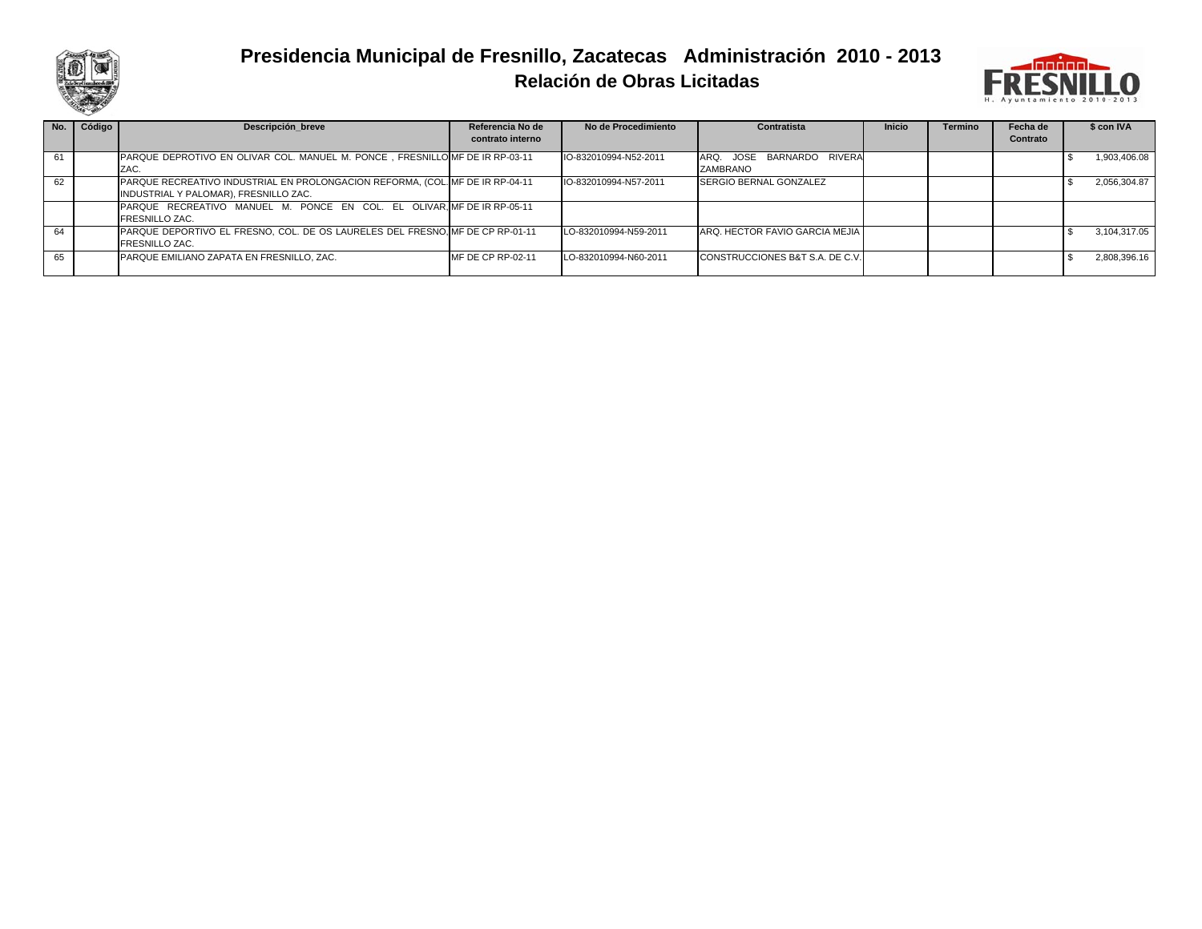# Presidencia Municipal de Fresnillo, Zacatecas Administración 2010 - 2013

## Relación de Obras Licitadas

| No. | Código | Descripción_breve | Referencia No de contrato interno | No de Procedimiento | Contratista | Inicio | Termino | Fecha de Contrato | $ con IVA |
|---|---|---|---|---|---|---|---|---|---|
| 61 | | PARQUE DEPROTIVO EN OLIVAR COL. MANUEL M. PONCE , FRESNILLO ZAC. | MF DE IR RP-03-11 | IO-832010994-N52-2011 | ARQ. JOSE BARNARDO RIVERA ZAMBRANO | | | | $ 1,903,406.08 |
| 62 | | PARQUE RECREATIVO INDUSTRIAL EN PROLONGACION REFORMA, (COL. INDUSTRIAL Y PALOMAR), FRESNILLO ZAC. | MF DE IR RP-04-11 | IO-832010994-N57-2011 | SERGIO BERNAL GONZALEZ | | | | $ 2,056,304.87 |
| | | PARQUE RECREATIVO MANUEL M. PONCE EN COL. EL OLIVAR, FRESNILLO ZAC. | MF DE IR RP-05-11 | | | | | | |
| 64 | | PARQUE DEPORTIVO EL FRESNO, COL. DE OS LAURELES DEL FRESNO, FRESNILLO ZAC. | MF DE CP RP-01-11 | LO-832010994-N59-2011 | ARQ. HECTOR FAVIO GARCIA MEJIA | | | | $ 3,104,317.05 |
| 65 | | PARQUE EMILIANO ZAPATA EN FRESNILLO, ZAC. | MF DE CP RP-02-11 | LO-832010994-N60-2011 | CONSTRUCCIONES B&T S.A. DE C.V. | | | | $ 2,808,396.16 |